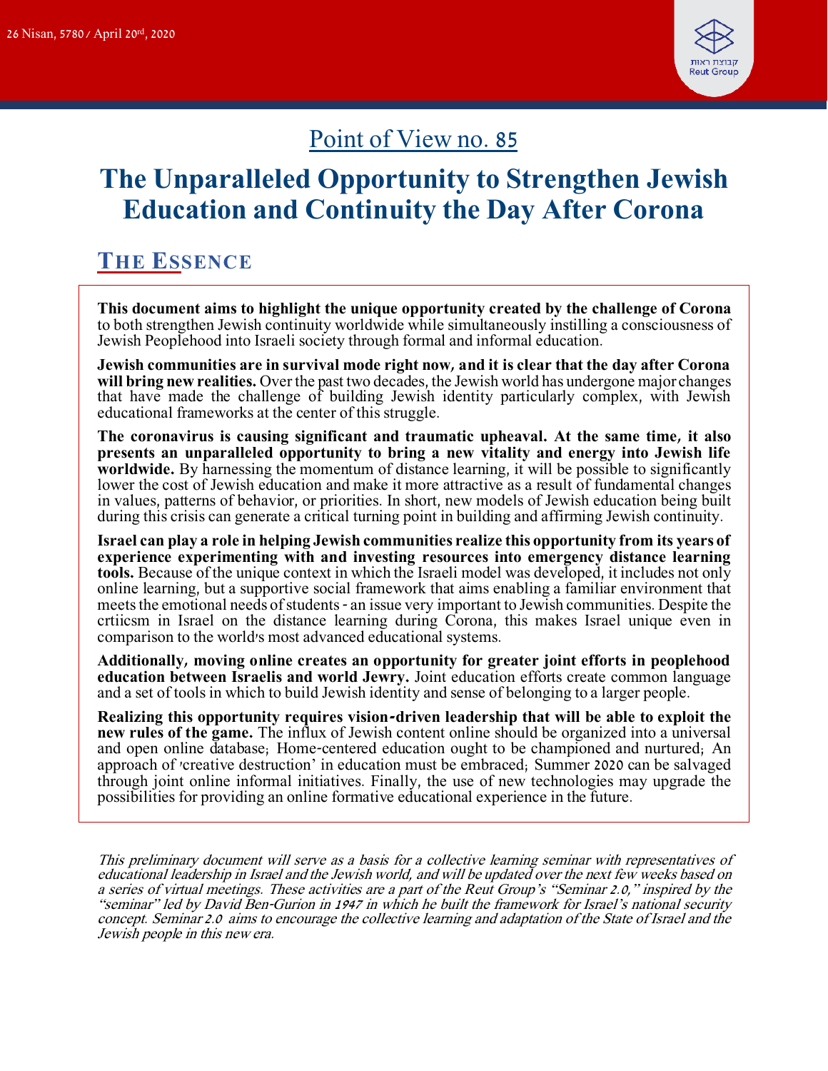26 Nisan, 5780 / April 20rd, 2020

## Point of View no. 85

# The Unparalleled Opportunity to Strengthen Jewish Education and Continuity the Day After Corona

## THE ESSENCE

**This document aims to highlight the unique opportunity created by the challenge of Corona** to both strengthen Jewish continuity worldwide while simultaneously instilling a consciousness of Jewish Peoplehood into Israeli society through formal and informal education.

**Jewish communities are in survival mode right now, and it is clear that the day after Corona will bring new realities.** Over the past two decades, the Jewish world has undergone major changes that have made the challenge of building Jewish identity particularly complex, with Jewish educational frameworks at the center of this struggle.

**The coronavirus is causing significant and traumatic upheaval. At the same time, it also presents an unparalleled opportunity to bring a new vitality and energy into Jewish life worldwide.** By harnessing the momentum of distance learning, it will be possible to significantly lower the cost of Jewish education and make it more attractive as a result of fundamental changes in values, patterns of behavior, or priorities. In short, new models of Jewish education being built during this crisis can generate a critical turning point in building and affirming Jewish continuity.

**Israel can play a role in helping Jewish communities realize this opportunity from its years of experience experimenting with and investing resources into emergency distance learning tools.** Because of the unique context in which the Israeli model was developed, it includes not only online learning, but a supportive social framework that aims enabling a familiar environment that meets the emotional needs of students - an issue very important to Jewish communities. Despite the crtiicsm in Israel on the distance learning during Corona, this makes Israel unique even in comparison to the world's most advanced educational systems.

**Additionally, moving online creates an opportunity for greater joint efforts in peoplehood education between Israelis and world Jewry.** Joint education efforts create common language and a set of tools in which to build Jewish identity and sense of belonging to a larger people.

**Realizing this opportunity requires vision-driven leadership that will be able to exploit the new rules of the game.** The influx of Jewish content online should be organized into a universal and open online database; Home-centered education ought to be championed and nurtured; An approach of 'creative destruction' in education must be embraced; Summer 2020 can be salvaged through joint online informal initiatives. Finally, the use of new technologies may upgrade the possibilities for providing an online formative educational experience in the future.

*This preliminary document will serve as a basis for a collective learning seminar with representatives of educational leadership in Israel and the Jewish world, and will be updated over the next few weeks based on a series of virtual meetings. These activities are a part of the Reut Group's "Seminar 2.0," inspired by the "seminar" led by David Ben-Gurion in 1947 in which he built the framework for Israel's national security concept. Seminar 2.0 aims to encourage the collective learning and adaptation of the State of Israel and the Jewish people in this new era.*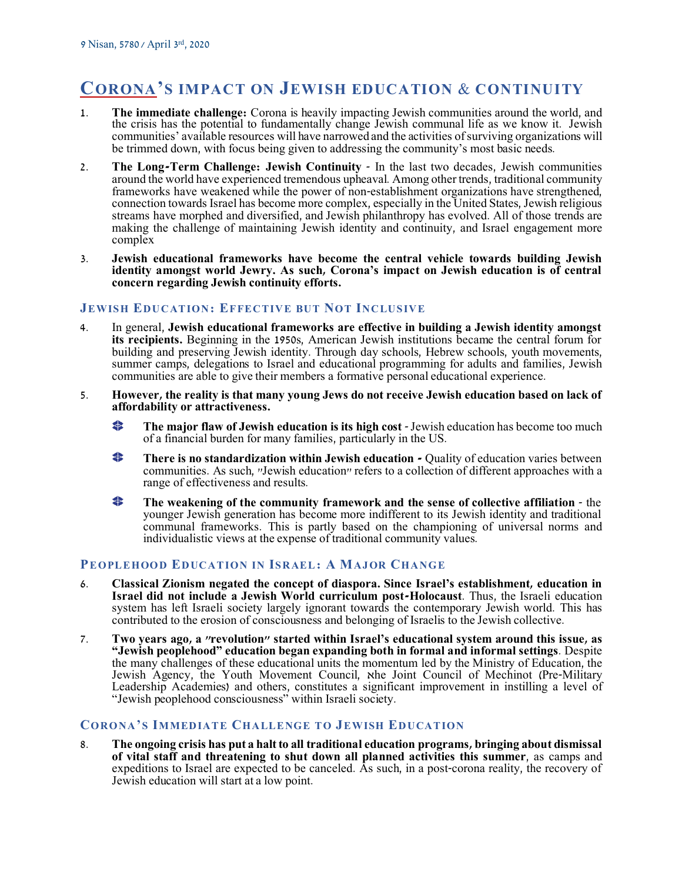9 Nisan, 5780 / April 3rd, 2020

# Corona's impact on Jewish education & continuity

1. **The immediate challenge:** Corona is heavily impacting Jewish communities around the world, and the crisis has the potential to fundamentally change Jewish communal life as we know it. Jewish communities' available resources will have narrowed and the activities of surviving organizations will be trimmed down, with focus being given to addressing the community's most basic needs.
2. **The Long-Term Challenge: Jewish Continuity** - In the last two decades, Jewish communities around the world have experienced tremendous upheaval. Among other trends, traditional community frameworks have weakened while the power of non-establishment organizations have strengthened, connection towards Israel has become more complex, especially in the United States, Jewish religious streams have morphed and diversified, and Jewish philanthropy has evolved. All of those trends are making the challenge of maintaining Jewish identity and continuity, and Israel engagement more complex
3. **Jewish educational frameworks have become the central vehicle towards building Jewish identity amongst world Jewry. As such, Corona's impact on Jewish education is of central concern regarding Jewish continuity efforts.**

## Jewish Education: Effective but Not Inclusive

4. In general, **Jewish educational frameworks are effective in building a Jewish identity amongst its recipients.** Beginning in the 1950s, American Jewish institutions became the central forum for building and preserving Jewish identity. Through day schools, Hebrew schools, youth movements, summer camps, delegations to Israel and educational programming for adults and families, Jewish communities are able to give their members a formative personal educational experience.
5. **However, the reality is that many young Jews do not receive Jewish education based on lack of affordability or attractiveness.**
   - **The major flaw of Jewish education is its high cost** - Jewish education has become too much of a financial burden for many families, particularly in the US.
   - **There is no standardization within Jewish education -** Quality of education varies between communities. As such, "Jewish education" refers to a collection of different approaches with a range of effectiveness and results.
   - **The weakening of the community framework and the sense of collective affiliation** - the younger Jewish generation has become more indifferent to its Jewish identity and traditional communal frameworks. This is partly based on the championing of universal norms and individualistic views at the expense of traditional community values.

## Peoplehood Education in Israel: A Major Change

6. **Classical Zionism negated the concept of diaspora. Since Israel's establishment, education in Israel did not include a Jewish World curriculum post-Holocaust**. Thus, the Israeli education system has left Israeli society largely ignorant towards the contemporary Jewish world. This has contributed to the erosion of consciousness and belonging of Israelis to the Jewish collective.
7. **Two years ago, a "revolution" started within Israel's educational system around this issue, as "Jewish peoplehood" education began expanding both in formal and informal settings**. Despite the many challenges of these educational units the momentum led by the Ministry of Education, the Jewish Agency, the Youth Movement Council, the Joint Council of Mechinot (Pre-Military Leadership Academies) and others, constitutes a significant improvement in instilling a level of "Jewish peoplehood consciousness" within Israeli society.

## Corona's Immediate Challenge to Jewish Education

8. **The ongoing crisis has put a halt to all traditional education programs, bringing about dismissal of vital staff and threatening to shut down all planned activities this summer**, as camps and expeditions to Israel are expected to be canceled. As such, in a post-corona reality, the recovery of Jewish education will start at a low point.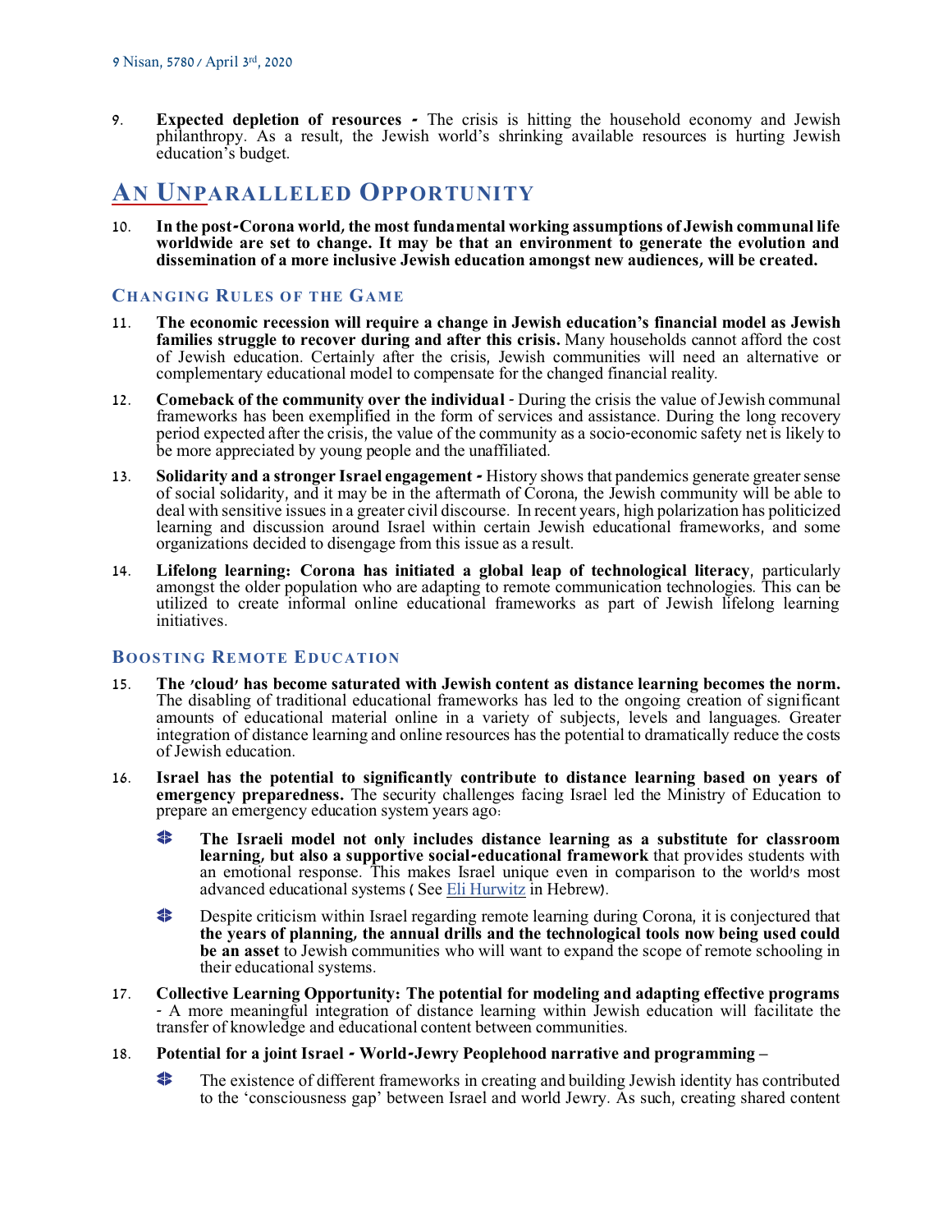9. **Expected depletion of resources -** The crisis is hitting the household economy and Jewish philanthropy. As a result, the Jewish world's shrinking available resources is hurting Jewish education's budget.

## An Unparalleled Opportunity

10. **In the post-Corona world, the most fundamental working assumptions of Jewish communal life worldwide are set to change. It may be that an environment to generate the evolution and dissemination of a more inclusive Jewish education amongst new audiences, will be created.**

### Changing Rules of the Game

11. **The economic recession will require a change in Jewish education's financial model as Jewish families struggle to recover during and after this crisis.** Many households cannot afford the cost of Jewish education. Certainly after the crisis, Jewish communities will need an alternative or complementary educational model to compensate for the changed financial reality.

12. **Comeback of the community over the individual** - During the crisis the value of Jewish communal frameworks has been exemplified in the form of services and assistance. During the long recovery period expected after the crisis, the value of the community as a socio-economic safety net is likely to be more appreciated by young people and the unaffiliated.

13. **Solidarity and a stronger Israel engagement -** History shows that pandemics generate greater sense of social solidarity, and it may be in the aftermath of Corona, the Jewish community will be able to deal with sensitive issues in a greater civil discourse. In recent years, high polarization has politicized learning and discussion around Israel within certain Jewish educational frameworks, and some organizations decided to disengage from this issue as a result.

14. **Lifelong learning: Corona has initiated a global leap of technological literacy**, particularly amongst the older population who are adapting to remote communication technologies. This can be utilized to create informal online educational frameworks as part of Jewish lifelong learning initiatives.

### Boosting Remote Education

15. **The 'cloud' has become saturated with Jewish content as distance learning becomes the norm.** The disabling of traditional educational frameworks has led to the ongoing creation of significant amounts of educational material online in a variety of subjects, levels and languages. Greater integration of distance learning and online resources has the potential to dramatically reduce the costs of Jewish education.

16. **Israel has the potential to significantly contribute to distance learning based on years of emergency preparedness.** The security challenges facing Israel led the Ministry of Education to prepare an emergency education system years ago:

    - **The Israeli model not only includes distance learning as a substitute for classroom learning, but also a supportive social-educational framework** that provides students with an emotional response. This makes Israel unique even in comparison to the world's most advanced educational systems ( See Eli Hurwitz in Hebrew).
    - Despite criticism within Israel regarding remote learning during Corona, it is conjectured that **the years of planning, the annual drills and the technological tools now being used could be an asset** to Jewish communities who will want to expand the scope of remote schooling in their educational systems.

17. **Collective Learning Opportunity: The potential for modeling and adapting effective programs** - A more meaningful integration of distance learning within Jewish education will facilitate the transfer of knowledge and educational content between communities.

18. **Potential for a joint Israel - World-Jewry Peoplehood narrative and programming –**

    - The existence of different frameworks in creating and building Jewish identity has contributed to the 'consciousness gap' between Israel and world Jewry. As such, creating shared content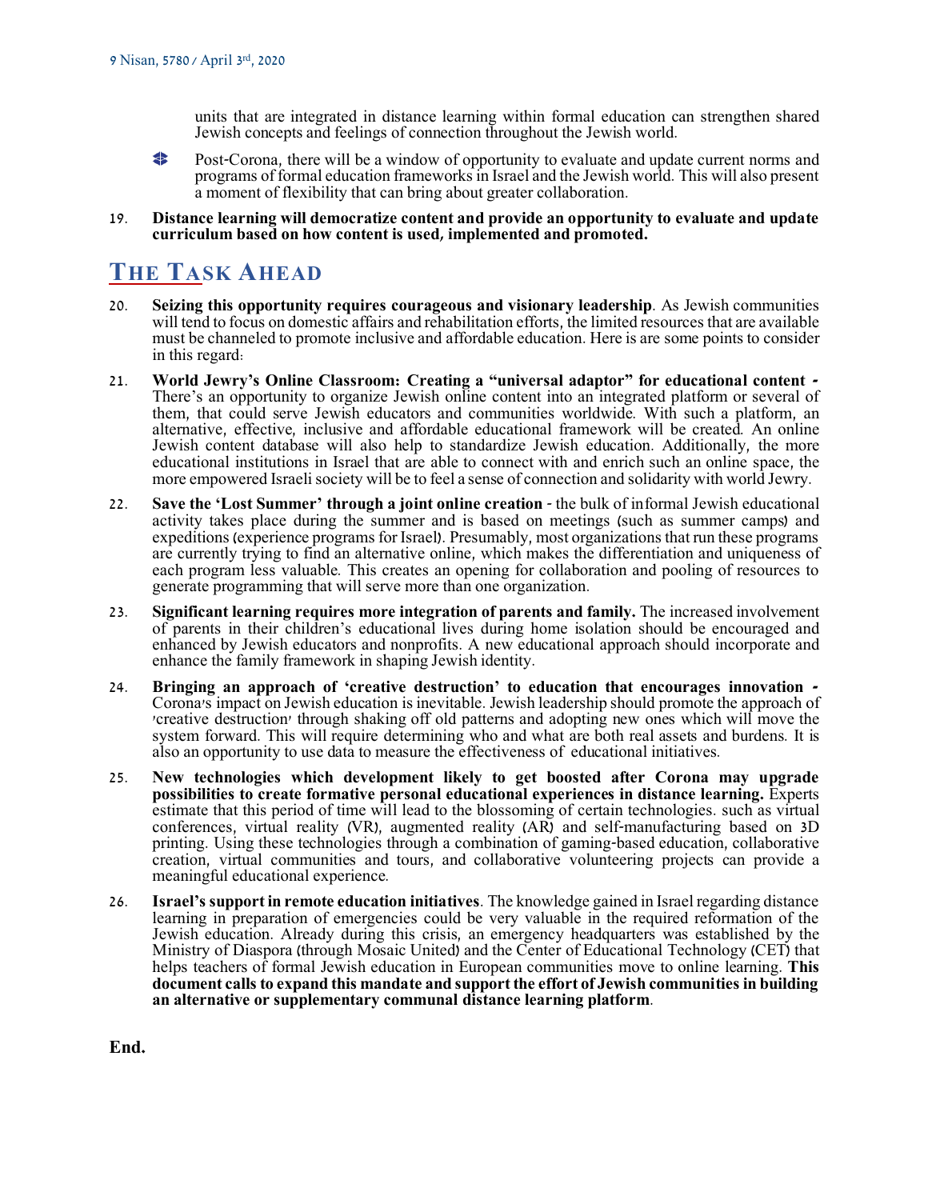units that are integrated in distance learning within formal education can strengthen shared Jewish concepts and feelings of connection throughout the Jewish world.

- Post-Corona, there will be a window of opportunity to evaluate and update current norms and programs of formal education frameworks in Israel and the Jewish world. This will also present a moment of flexibility that can bring about greater collaboration.

19. **Distance learning will democratize content and provide an opportunity to evaluate and update curriculum based on how content is used, implemented and promoted.**

## THE TASK AHEAD

20. **Seizing this opportunity requires courageous and visionary leadership**. As Jewish communities will tend to focus on domestic affairs and rehabilitation efforts, the limited resources that are available must be channeled to promote inclusive and affordable education. Here is are some points to consider in this regard:

21. **World Jewry's Online Classroom: Creating a "universal adaptor" for educational content -** There's an opportunity to organize Jewish online content into an integrated platform or several of them, that could serve Jewish educators and communities worldwide. With such a platform, an alternative, effective, inclusive and affordable educational framework will be created. An online Jewish content database will also help to standardize Jewish education. Additionally, the more educational institutions in Israel that are able to connect with and enrich such an online space, the more empowered Israeli society will be to feel a sense of connection and solidarity with world Jewry.

22. **Save the 'Lost Summer' through a joint online creation** - the bulk of informal Jewish educational activity takes place during the summer and is based on meetings (such as summer camps) and expeditions (experience programs for Israel). Presumably, most organizations that run these programs are currently trying to find an alternative online, which makes the differentiation and uniqueness of each program less valuable. This creates an opening for collaboration and pooling of resources to generate programming that will serve more than one organization.

23. **Significant learning requires more integration of parents and family.** The increased involvement of parents in their children's educational lives during home isolation should be encouraged and enhanced by Jewish educators and nonprofits. A new educational approach should incorporate and enhance the family framework in shaping Jewish identity.

24. **Bringing an approach of 'creative destruction' to education that encourages innovation -** Corona's impact on Jewish education is inevitable. Jewish leadership should promote the approach of 'creative destruction' through shaking off old patterns and adopting new ones which will move the system forward. This will require determining who and what are both real assets and burdens. It is also an opportunity to use data to measure the effectiveness of educational initiatives.

25. **New technologies which development likely to get boosted after Corona may upgrade possibilities to create formative personal educational experiences in distance learning.** Experts estimate that this period of time will lead to the blossoming of certain technologies. such as virtual conferences, virtual reality (VR), augmented reality (AR) and self-manufacturing based on 3D printing. Using these technologies through a combination of gaming-based education, collaborative creation, virtual communities and tours, and collaborative volunteering projects can provide a meaningful educational experience.

26. **Israel's support in remote education initiatives**. The knowledge gained in Israel regarding distance learning in preparation of emergencies could be very valuable in the required reformation of the Jewish education. Already during this crisis, an emergency headquarters was established by the Ministry of Diaspora (through Mosaic United) and the Center of Educational Technology (CET) that helps teachers of formal Jewish education in European communities move to online learning. **This document calls to expand this mandate and support the effort of Jewish communities in building an alternative or supplementary communal distance learning platform**.

**End.**